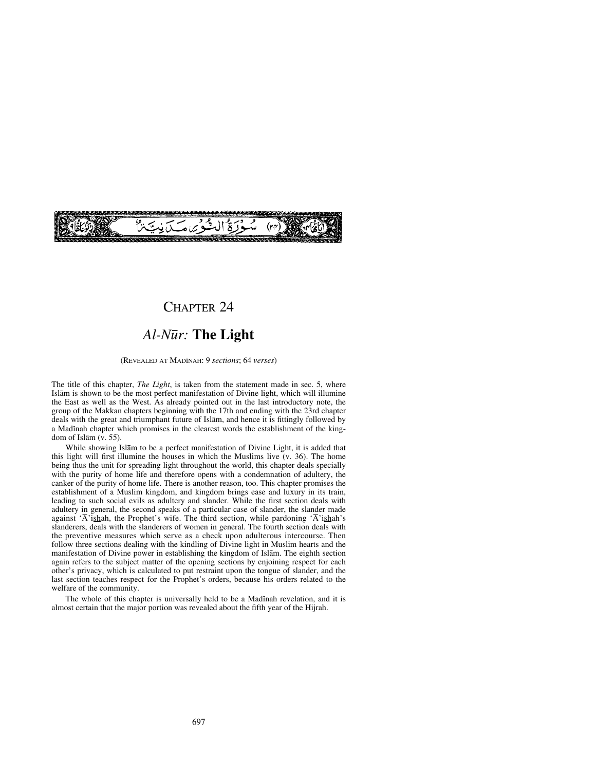سُورَةُ النُّورِ مَدَنِيَّةٌ (٢٤)

# CHAPTER 24

## *Al-Nūr:* The Light

(REVEALED AT MADĪNAH: 9 *sections*; 64 *verses*)

The title of this chapter, *The Light*, is taken from the statement made in sec. 5, where Islām is shown to be the most perfect manifestation of Divine light, which will illumine the East as well as the West. As already pointed out in the last introductory note, the group of the Makkan chapters beginning with the 17th and ending with the 23rd chapter deals with the great and triumphant future of Islām, and hence it is fittingly followed by a Madīnah chapter which promises in the clearest words the establishment of the kingdom of Islām (v. 55).

While showing Islām to be a perfect manifestation of Divine Light, it is added that this light will first illumine the houses in which the Muslims live (v. 36). The home being thus the unit for spreading light throughout the world, this chapter deals specially with the purity of home life and therefore opens with a condemnation of adultery, the canker of the purity of home life. There is another reason, too. This chapter promises the establishment of a Muslim kingdom, and kingdom brings ease and luxury in its train, leading to such social evils as adultery and slander. While the first section deals with adultery in general, the second speaks of a particular case of slander, the slander made against 'Ā'ishah, the Prophet's wife. The third section, while pardoning 'Ā'ishah's slanderers, deals with the slanderers of women in general. The fourth section deals with the preventive measures which serve as a check upon adulterous intercourse. Then follow three sections dealing with the kindling of Divine light in Muslim hearts and the manifestation of Divine power in establishing the kingdom of Islām. The eighth section again refers to the subject matter of the opening sections by enjoining respect for each other's privacy, which is calculated to put restraint upon the tongue of slander, and the last section teaches respect for the Prophet's orders, because his orders related to the welfare of the community.

The whole of this chapter is universally held to be a Madīnah revelation, and it is almost certain that the major portion was revealed about the fifth year of the Hijrah.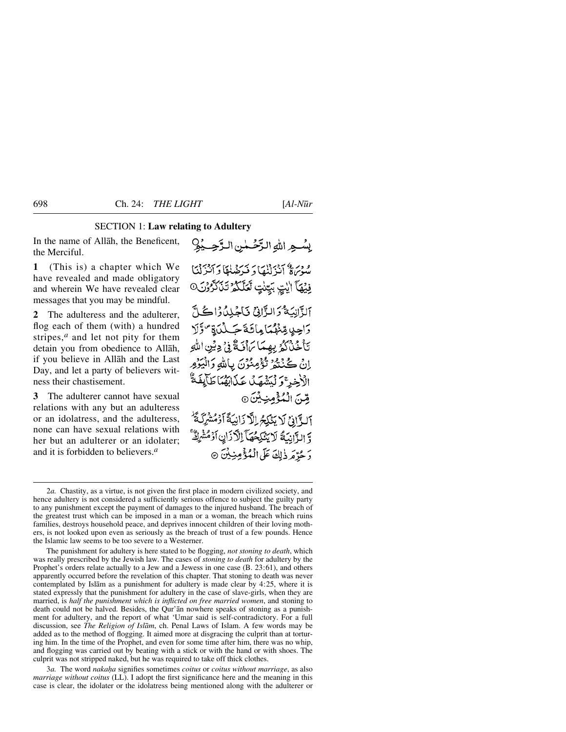## SECTION 1: **Law relating to Adultery**

In the name of Allāh, the Beneficent, the Merciful.

بِسۡمِ اللّٰہِ الرَّحۡمٰنِ الرَّحِیۡمِ

**1** (This is) a chapter which We have revealed and made obligatory and wherein We have revealed clear messages that you may be mindful.

سُوۡرَۃٌ اَنۡزَلۡنٰہَا وَ فَرَضۡنٰہَا وَ اَنۡزَلۡنَا فِیۡہَاۤ اٰیٰتٍۭ بَیِّنٰتٍ لَّعَلَّکُمۡ تَذَکَّرُوۡنَ ﴿۱﴾

**2** The adulteress and the adulterer, flog each of them (with) a hundred stripes,[a] and let not pity for them detain you from obedience to Allāh, if you believe in Allāh and the Last Day, and let a party of believers witness their chastisement.

اَلزَّانِیَۃُ وَ الزَّانِیۡ فَاجۡلِدُوۡا کُلَّ وَاحِدٍ مِّنۡہُمَا مِائَۃَ جَلۡدَۃٍ ۪ وَّ لَا تَاۡخُذۡکُمۡ بِہِمَا رَاۡفَۃٌ فِیۡ دِیۡنِ اللّٰہِ اِنۡ کُنۡتُمۡ تُؤۡمِنُوۡنَ بِاللّٰہِ وَ الۡیَوۡمِ الۡاٰخِرِ ۚ وَ لۡیَشۡہَدۡ عَذَابَہُمَا طَآئِفَۃٌ مِّنَ الۡمُؤۡمِنِیۡنَ ﴿۲﴾

**3** The adulterer cannot have sexual relations with any but an adulteress or an idolatress, and the adulteress, none can have sexual relations with her but an adulterer or an idolater; and it is forbidden to believers.[a]

اَلزَّانِیۡ لَا یَنۡکِحُ اِلَّا زَانِیَۃً اَوۡ مُشۡرِکَۃً ۫ وَّ الزَّانِیَۃُ لَا یَنۡکِحُہَاۤ اِلَّا زَانٍ اَوۡ مُشۡرِکٌ ۚ وَ حُرِّمَ ذٰلِکَ عَلَی الۡمُؤۡمِنِیۡنَ ﴿۳﴾

---

2*a.* Chastity, as a virtue, is not given the first place in modern civilized society, and hence adultery is not considered a sufficiently serious offence to subject the guilty party to any punishment except the payment of damages to the injured husband. The breach of the greatest trust which can be imposed in a man or a woman, the breach which ruins families, destroys household peace, and deprives innocent children of their loving mothers, is not looked upon even as seriously as the breach of trust of a few pounds. Hence the Islamic law seems to be too severe to a Westerner.

The punishment for adultery is here stated to be flogging, *not stoning to death*, which was really prescribed by the Jewish law. The cases of *stoning to death* for adultery by the Prophet's orders relate actually to a Jew and a Jewess in one case (B. 23:61), and others apparently occurred before the revelation of this chapter. That stoning to death was never contemplated by Islām as a punishment for adultery is made clear by 4:25, where it is stated expressly that the punishment for adultery in the case of slave-girls, when they are married, is *half the punishment which is inflicted on free married women*, and stoning to death could not be halved. Besides, the Qur'ān nowhere speaks of stoning as a punishment for adultery, and the report of what 'Umar said is self-contradictory. For a full discussion, see *The Religion of Islām*, ch. Penal Laws of Islam. A few words may be added as to the method of flogging. It aimed more at disgracing the culprit than at torturing him. In the time of the Prophet, and even for some time after him, there was no whip, and flogging was carried out by beating with a stick or with the hand or with shoes. The culprit was not stripped naked, but he was required to take off thick clothes.

3*a.* The word *nakaḥa* signifies sometimes *coitus* or *coitus without marriage*, as also *marriage without coitus* (LL). I adopt the first significance here and the meaning in this case is clear, the idolater or the idolatress being mentioned along with the adulterer or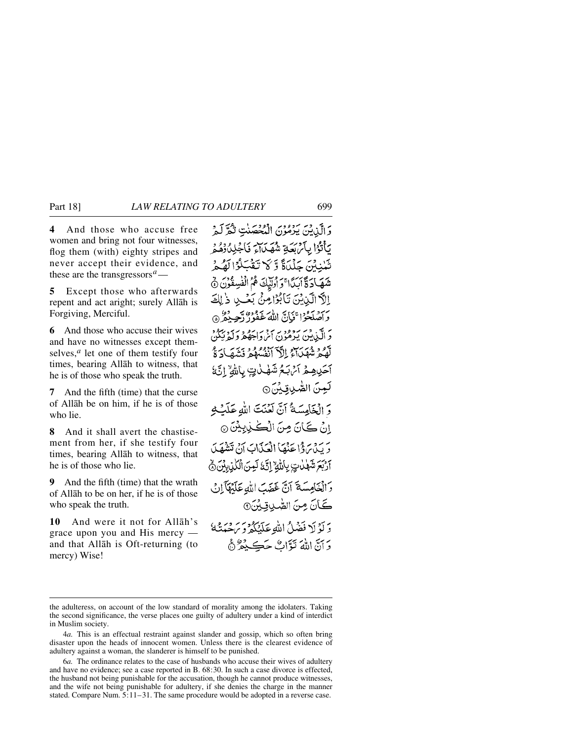**4** And those who accuse free women and bring not four witnesses, flog them (with) eighty stripes and never accept their evidence, and these are the transgressors[a] —

وَ الَّذِيْنَ يَرْمُوْنَ الْمُحْصَنٰتِ ثُمَّ لَمْ يَأْتُوْا بِاَرْبَعَةِ شُهَدَآءَ فَاجْلِدُوْهُمْ ثَمٰنِيْنَ جَلْدَةً وَّ لَا تَقْبَلُوْا لَهُمْ شَهَادَةً اَبَدًا ۚ وَ اُولٰٓئِكَ هُمُ الْفٰسِقُوْنَ ۟

**5** Except those who afterwards repent and act aright; surely Allāh is Forgiving, Merciful.

اِلَّا الَّذِيْنَ تَابُوْا مِنْۢ بَعْدِ ذٰلِكَ وَ اَصْلَحُوْا ۚ فَاِنَّ اللّٰهَ غَفُوْرٌ رَّحِيْمٌ ۟

**6** And those who accuse their wives and have no witnesses except themselves,[a] let one of them testify four times, bearing Allāh to witness, that he is of those who speak the truth.

وَ الَّذِيْنَ يَرْمُوْنَ اَزْوَاجَهُمْ وَ لَمْ يَكُنْ لَّهُمْ شُهَدَآءُ اِلَّاۤ اَنْفُسُهُمْ فَشَهَادَةُ اَحَدِهِمْ اَرْبَعُ شَهٰدٰتٍۭ بِاللّٰهِ ۙ اِنَّهٗ لَمِنَ الصّٰدِقِيْنَ ۟

**7** And the fifth (time) that the curse of Allāh be on him, if he is of those who lie.

وَ الْخَامِسَةُ اَنَّ لَعْنَتَ اللّٰهِ عَلَيْهِ اِنْ كَانَ مِنَ الْكٰذِبِيْنَ ۟

**8** And it shall avert the chastisement from her, if she testify four times, bearing Allāh to witness, that he is of those who lie.

وَ يَدْرَؤُا عَنْهَا الْعَذَابَ اَنْ تَشْهَدَ اَرْبَعَ شَهٰدٰتٍۭ بِاللّٰهِ ۙ اِنَّهٗ لَمِنَ الْكٰذِبِيْنَ ۟

**9** And the fifth (time) that the wrath of Allāh to be on her, if he is of those who speak the truth.

وَ الْخَامِسَةَ اَنَّ غَضَبَ اللّٰهِ عَلَيْهَاۤ اِنْ كَانَ مِنَ الصّٰدِقِيْنَ ۟

**10** And were it not for Allāh's grace upon you and His mercy — and that Allāh is Oft-returning (to mercy) Wise!

وَ لَوْ لَا فَضْلُ اللّٰهِ عَلَيْكُمْ وَ رَحْمَتُهٗ وَ اَنَّ اللّٰهَ تَوَّابٌ حَكِيْمٌ ۟

---

the adulteress, on account of the low standard of morality among the idolaters. Taking the second significance, the verse places one guilty of adultery under a kind of interdict in Muslim society.

4*a.* This is an effectual restraint against slander and gossip, which so often bring disaster upon the heads of innocent women. Unless there is the clearest evidence of adultery against a woman, the slanderer is himself to be punished.

6*a.* The ordinance relates to the case of husbands who accuse their wives of adultery and have no evidence; see a case reported in B. 68:30. In such a case divorce is effected, the husband not being punishable for the accusation, though he cannot produce witnesses, and the wife not being punishable for adultery, if she denies the charge in the manner stated. Compare Num. 5:11–31. The same procedure would be adopted in a reverse case.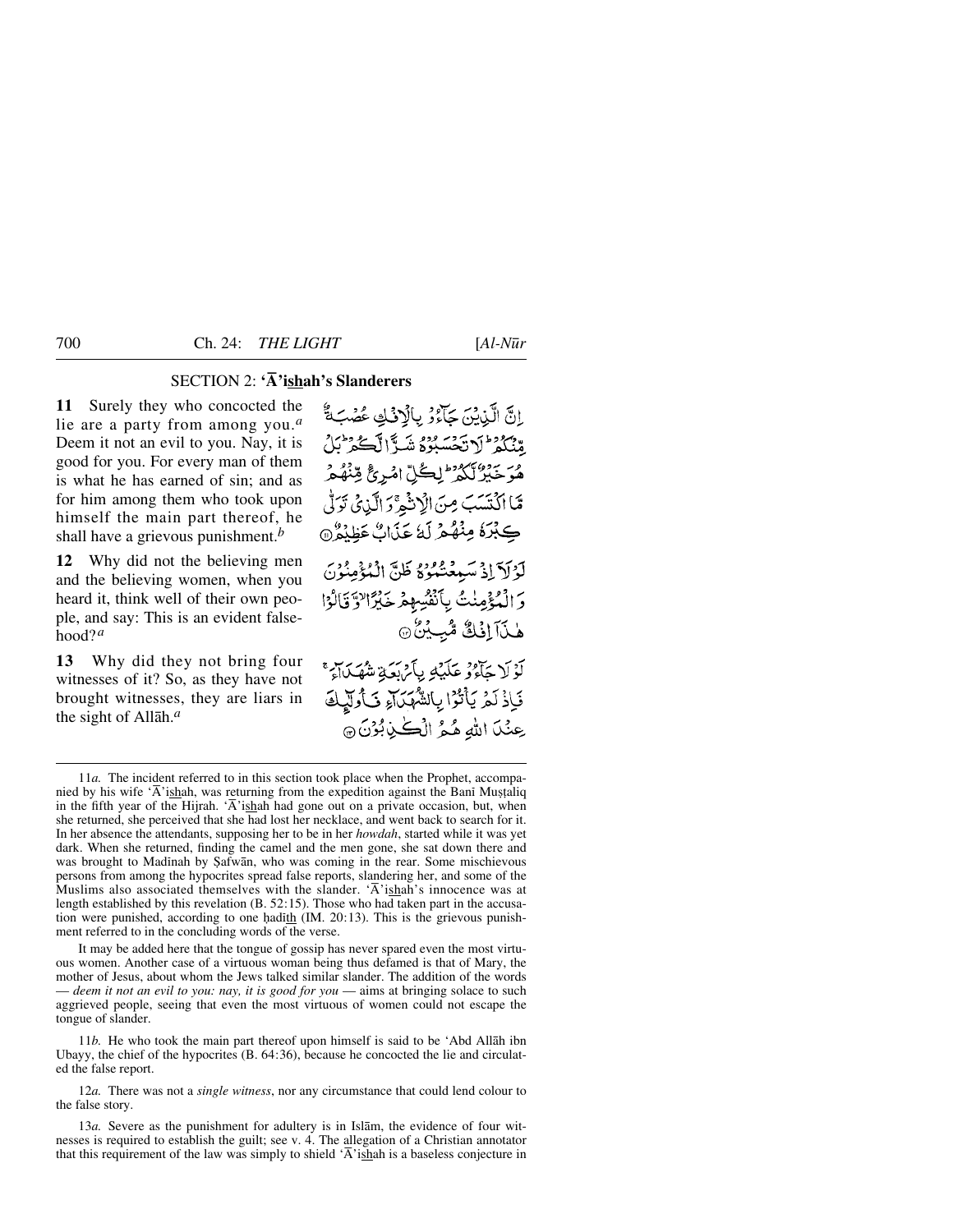## SECTION 2: **'Ā'ishah's Slanderers**

**11** Surely they who concocted the lie are a party from among you.[a] Deem it not an evil to you. Nay, it is good for you. For every man of them is what he has earned of sin; and as for him among them who took upon himself the main part thereof, he shall have a grievous punishment.[b]

إِنَّ الَّذِينَ جَاءُوا بِالْإِفْكِ عُصْبَةٌ مِّنكُمْ ۚ لَا تَحْسَبُوهُ شَرًّا لَّكُم ۖ بَلْ هُوَ خَيْرٌ لَّكُمْ ۚ لِكُلِّ امْرِئٍ مِّنْهُم مَّا اكْتَسَبَ مِنَ الْإِثْمِ ۚ وَالَّذِي تَوَلَّىٰ كِبْرَهُ مِنْهُمْ لَهُ عَذَابٌ عَظِيمٌ ﴿١١﴾

**12** Why did not the believing men and the believing women, when you heard it, think well of their own people, and say: This is an evident falsehood?[a]

لَّوْلَا إِذْ سَمِعْتُمُوهُ ظَنَّ الْمُؤْمِنُونَ وَالْمُؤْمِنَاتُ بِأَنفُسِهِمْ خَيْرًا وَقَالُوا هَٰذَا إِفْكٌ مُّبِينٌ ﴿١٢﴾

**13** Why did they not bring four witnesses of it? So, as they have not brought witnesses, they are liars in the sight of Allāh.[a]

لَّوْلَا جَاءُوا عَلَيْهِ بِأَرْبَعَةِ شُهَدَاءَ ۚ فَإِذْ لَمْ يَأْتُوا بِالشُّهَدَاءِ فَأُولَٰئِكَ عِندَ اللَّهِ هُمُ الْكَاذِبُونَ ﴿١٣﴾

---

11*a.* The incident referred to in this section took place when the Prophet, accompanied by his wife 'Ā'ishah, was returning from the expedition against the Banī Muṣṭaliq in the fifth year of the Hijrah. 'Ā'ishah had gone out on a private occasion, but, when she returned, she perceived that she had lost her necklace, and went back to search for it. In her absence the attendants, supposing her to be in her *howdah*, started while it was yet dark. When she returned, finding the camel and the men gone, she sat down there and was brought to Madīnah by Ṣafwān, who was coming in the rear. Some mischievous persons from among the hypocrites spread false reports, slandering her, and some of the Muslims also associated themselves with the slander. 'Ā'ishah's innocence was at length established by this revelation (B. 52:15). Those who had taken part in the accusation were punished, according to one ḥadīth (IM. 20:13). This is the grievous punishment referred to in the concluding words of the verse.

It may be added here that the tongue of gossip has never spared even the most virtuous women. Another case of a virtuous woman being thus defamed is that of Mary, the mother of Jesus, about whom the Jews talked similar slander. The addition of the words — *deem it not an evil to you: nay, it is good for you* — aims at bringing solace to such aggrieved people, seeing that even the most virtuous of women could not escape the tongue of slander.

11*b.* He who took the main part thereof upon himself is said to be 'Abd Allāh ibn Ubayy, the chief of the hypocrites (B. 64:36), because he concocted the lie and circulated the false report.

12*a.* There was not a *single witness*, nor any circumstance that could lend colour to the false story.

13*a.* Severe as the punishment for adultery is in Islām, the evidence of four witnesses is required to establish the guilt; see v. 4. The allegation of a Christian annotator that this requirement of the law was simply to shield 'Ā'ishah is a baseless conjecture in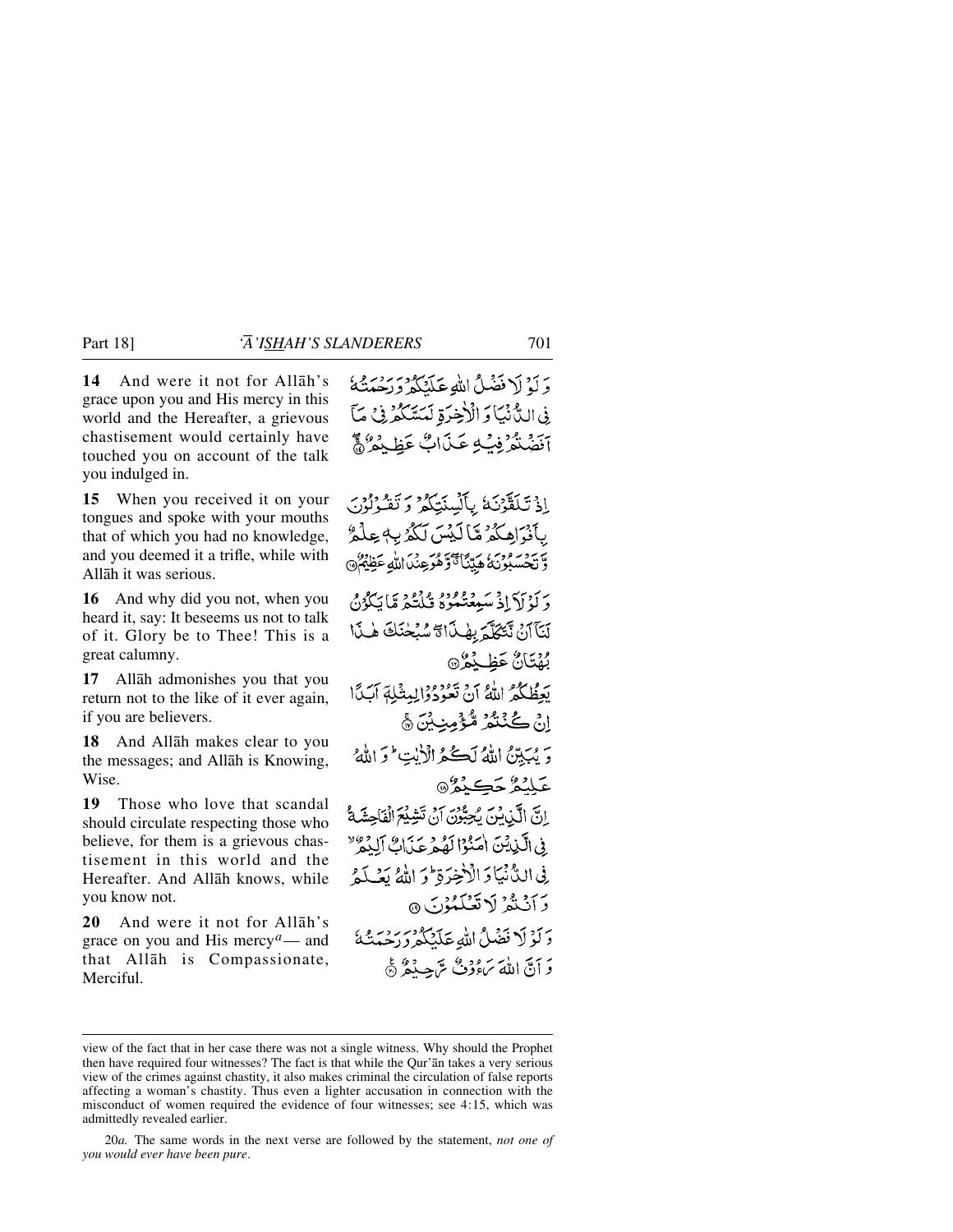**14** And were it not for Allāh's grace upon you and His mercy in this world and the Hereafter, a grievous chastisement would certainly have touched you on account of the talk you indulged in.

وَ لَوْ لَا فَضْلُ اللّٰهِ عَلَيْكُمْ وَ رَحْمَتُهٗ فِي الدُّنْيَا وَ الْاٰخِرَةِ لَمَسَّكُمْ فِيْ مَآ اَفَضْتُمْ فِيْهِ عَذَابٌ عَظِيْمٌ ﴿۱۴﴾

**15** When you received it on your tongues and spoke with your mouths that of which you had no knowledge, and you deemed it a trifle, while with Allāh it was serious.

اِذْ تَلَقَّوْنَهٗ بِاَلْسِنَتِكُمْ وَ تَقُوْلُوْنَ بِاَفْوَاهِكُمْ مَّا لَيْسَ لَكُمْ بِهٖ عِلْمٌ وَّ تَحْسَبُوْنَهٗ هَيِّنًا ٭ۖ وَّ هُوَ عِنْدَ اللّٰهِ عَظِيْمٌ ﴿۱۵﴾

**16** And why did you not, when you heard it, say: It beseems us not to talk of it. Glory be to Thee! This is a great calumny.

وَ لَوْ لَاۤ اِذْ سَمِعْتُمُوْهُ قُلْتُمْ مَّا يَكُوْنُ لَنَاۤ اَنْ نَّتَكَلَّمَ بِهٰذَا ٭ۗ سُبْحٰنَكَ هٰذَا بُهْتَانٌ عَظِيْمٌ ﴿۱۶﴾

**17** Allāh admonishes you that you return not to the like of it ever again, if you are believers.

يَعِظُكُمُ اللّٰهُ اَنْ تَعُوْدُوْا لِمِثْلِهٖۤ اَبَدًا اِنْ كُنْتُمْ مُّؤْمِنِيْنَ ﴿۱۷﴾

**18** And Allāh makes clear to you the messages; and Allāh is Knowing, Wise.

وَ يُبَيِّنُ اللّٰهُ لَكُمُ الْاٰيٰتِ ؕ وَ اللّٰهُ عَلِيْمٌ حَكِيْمٌ ﴿۱۸﴾

**19** Those who love that scandal should circulate respecting those who believe, for them is a grievous chastisement in this world and the Hereafter. And Allāh knows, while you know not.

اِنَّ الَّذِيْنَ يُحِبُّوْنَ اَنْ تَشِيْعَ الْفَاحِشَةُ فِي الَّذِيْنَ اٰمَنُوْا لَهُمْ عَذَابٌ اَلِيْمٌ ۙ فِي الدُّنْيَا وَ الْاٰخِرَةِ ؕ وَ اللّٰهُ يَعْلَمُ وَ اَنْتُمْ لَا تَعْلَمُوْنَ ﴿۱۹﴾

**20** And were it not for Allāh's grace on you and His mercy[a] — and that Allāh is Compassionate, Merciful.

وَ لَوْ لَا فَضْلُ اللّٰهِ عَلَيْكُمْ وَ رَحْمَتُهٗ وَ اَنَّ اللّٰهَ رَءُوْفٌ رَّحِيْمٌ ﴿۲۰﴾

---

view of the fact that in her case there was not a single witness. Why should the Prophet then have required four witnesses? The fact is that while the Qur'ān takes a very serious view of the crimes against chastity, it also makes criminal the circulation of false reports affecting a woman's chastity. Thus even a lighter accusation in connection with the misconduct of women required the evidence of four witnesses; see 4:15, which was admittedly revealed earlier.

20*a*. The same words in the next verse are followed by the statement, *not one of you would ever have been pure*.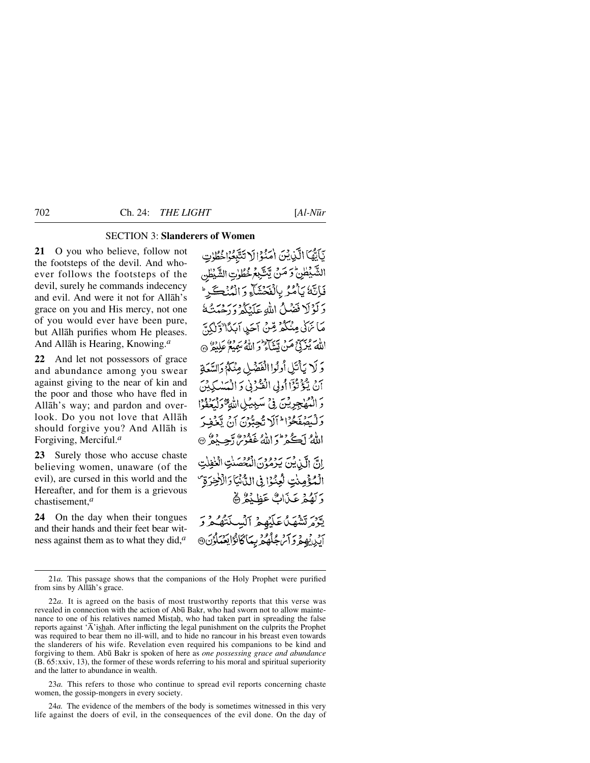## SECTION 3: Slanderers of Women

**21** O you who believe, follow not the footsteps of the devil. And whoever follows the footsteps of the devil, surely he commands indecency and evil. And were it not for Allāh's grace on you and His mercy, not one of you would ever have been pure, but Allāh purifies whom He pleases. And Allāh is Hearing, Knowing.[a]

يٰٓاَيُّهَا الَّذِيْنَ اٰمَنُوْا لَا تَتَّبِعُوْا خُطُوٰتِ الشَّيْطٰنِ ؕ وَ مَنْ يَّتَّبِعْ خُطُوٰتِ الشَّيْطٰنِ فَاِنَّهٗ يَاْمُرُ بِالْفَحْشَآءِ وَ الْمُنْكَرِ ؕ وَ لَوْ لَا فَضْلُ اللّٰهِ عَلَيْكُمْ وَ رَحْمَتُهٗ مَا زَكٰى مِنْكُمْ مِّنْ اَحَدٍ اَبَدًا ۙ وَّ لٰكِنَّ اللّٰهَ يُزَكِّيْ مَنْ يَّشَآءُ ؕ وَ اللّٰهُ سَمِيْعٌ عَلِيْمٌ ﴿۲۱﴾

**22** And let not possessors of grace and abundance among you swear against giving to the near of kin and the poor and those who have fled in Allāh's way; and pardon and overlook. Do you not love that Allāh should forgive you? And Allāh is Forgiving, Merciful.[a]

وَ لَا يَاْتَلِ اُولُوا الْفَضْلِ مِنْكُمْ وَ السَّعَةِ اَنْ يُّؤْتُوْۤا اُولِي الْقُرْبٰى وَ الْمَسٰكِيْنَ وَ الْمُهٰجِرِيْنَ فِيْ سَبِيْلِ اللّٰهِ ۪ۖ وَ لْيَعْفُوْا وَ لْيَصْفَحُوْا ؕ اَلَا تُحِبُّوْنَ اَنْ يَّغْفِرَ اللّٰهُ لَكُمْ ؕ وَ اللّٰهُ غَفُوْرٌ رَّحِيْمٌ ﴿۲۲﴾

**23** Surely those who accuse chaste believing women, unaware (of the evil), are cursed in this world and the Hereafter, and for them is a grievous chastisement,[a]

اِنَّ الَّذِيْنَ يَرْمُوْنَ الْمُحْصَنٰتِ الْغٰفِلٰتِ الْمُؤْمِنٰتِ لُعِنُوْا فِي الدُّنْيَا وَ الْاٰخِرَةِ ۪ وَ لَهُمْ عَذَابٌ عَظِيْمٌ ﴿۲۳﴾

**24** On the day when their tongues and their hands and their feet bear witness against them as to what they did,[a]

يَّوْمَ تَشْهَدُ عَلَيْهِمْ اَلْسِنَتُهُمْ وَ اَيْدِيْهِمْ وَ اَرْجُلُهُمْ بِمَا كَانُوْا يَعْمَلُوْنَ ﴿۲۴﴾

---

21*a.* This passage shows that the companions of the Holy Prophet were purified from sins by Allāh's grace.

22*a.* It is agreed on the basis of most trustworthy reports that this verse was revealed in connection with the action of Abū Bakr, who had sworn not to allow maintenance to one of his relatives named Misṭaḥ, who had taken part in spreading the false reports against 'Ā'ishah. After inflicting the legal punishment on the culprits the Prophet was required to bear them no ill-will, and to hide no rancour in his breast even towards the slanderers of his wife. Revelation even required his companions to be kind and forgiving to them. Abū Bakr is spoken of here as *one possessing grace and abundance* (B. 65:xxiv, 13), the former of these words referring to his moral and spiritual superiority and the latter to abundance in wealth.

23*a.* This refers to those who continue to spread evil reports concerning chaste women, the gossip-mongers in every society.

24*a.* The evidence of the members of the body is sometimes witnessed in this very life against the doers of evil, in the consequences of the evil done. On the day of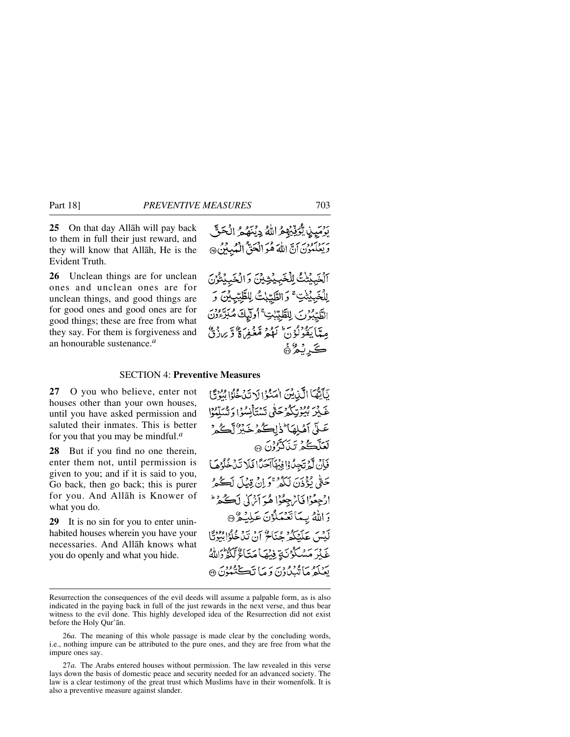**25** On that day Allāh will pay back to them in full their just reward, and they will know that Allāh, He is the Evident Truth.

يَوْمَئِذٍ يُّوَفِّيْهِمُ اللّٰهُ دِيْنَهُمُ الْحَقَّ وَيَعْلَمُوْنَ اَنَّ اللّٰهَ هُوَ الْحَقُّ الْمُبِيْنُ ۝

**26** Unclean things are for unclean ones and unclean ones are for unclean things, and good things are for good ones and good ones are for good things; these are free from what they say. For them is forgiveness and an honourable sustenance.[a]

اَلْخَبِيْثٰتُ لِلْخَبِيْثِيْنَ وَالْخَبِيْثُوْنَ لِلْخَبِيْثٰتِ ۚ وَالطَّيِّبٰتُ لِلطَّيِّبِيْنَ وَ الطَّيِّبُوْنَ لِلطَّيِّبٰتِ ۚ اُولٰٓئِكَ مُبَرَّءُوْنَ مِمَّا يَقُوْلُوْنَ ۗ لَهُمْ مَّغْفِرَةٌ وَّ رِزْقٌ كَرِيْمٌ ۝

## SECTION 4: **Preventive Measures**

**27** O you who believe, enter not houses other than your own houses, until you have asked permission and saluted their inmates. This is better for you that you may be mindful.[a]

يٰٓاَيُّهَا الَّذِيْنَ اٰمَنُوْا لَا تَدْخُلُوْا بُيُوْتًا غَيْرَ بُيُوْتِكُمْ حَتّٰى تَسْتَاْنِسُوْا وَتُسَلِّمُوْا عَلٰٓى اَهْلِهَا ۗ ذٰلِكُمْ خَيْرٌ لَّكُمْ لَعَلَّكُمْ تَذَكَّرُوْنَ ۝

**28** But if you find no one therein, enter them not, until permission is given to you; and if it is said to you, Go back, then go back; this is purer for you. And Allāh is Knower of what you do.

فَاِنْ لَّمْ تَجِدُوْا فِيْهَآ اَحَدًا فَلَا تَدْخُلُوْهَا حَتّٰى يُؤْذَنَ لَكُمْ ۚ وَاِنْ قِيْلَ لَكُمُ ارْجِعُوْا فَارْجِعُوْا هُوَ اَزْكٰى لَكُمْ ۗ وَاللّٰهُ بِمَا تَعْمَلُوْنَ عَلِيْمٌ ۝

**29** It is no sin for you to enter uninhabited houses wherein you have your necessaries. And Allāh knows what you do openly and what you hide.

لَيْسَ عَلَيْكُمْ جُنَاحٌ اَنْ تَدْخُلُوْا بُيُوْتًا غَيْرَ مَسْكُوْنَةٍ فِيْهَا مَتَاعٌ لَّكُمْ ۗ وَاللّٰهُ يَعْلَمُ مَا تُبْدُوْنَ وَمَا تَكْتُمُوْنَ ۝

---

Resurrection the consequences of the evil deeds will assume a palpable form, as is also indicated in the paying back in full of the just rewards in the next verse, and thus bear witness to the evil done. This highly developed idea of the Resurrection did not exist before the Holy Qur'ān.

26*a.* The meaning of this whole passage is made clear by the concluding words, i.e., nothing impure can be attributed to the pure ones, and they are free from what the impure ones say.

27*a.* The Arabs entered houses without permission. The law revealed in this verse lays down the basis of domestic peace and security needed for an advanced society. The law is a clear testimony of the great trust which Muslims have in their womenfolk. It is also a preventive measure against slander.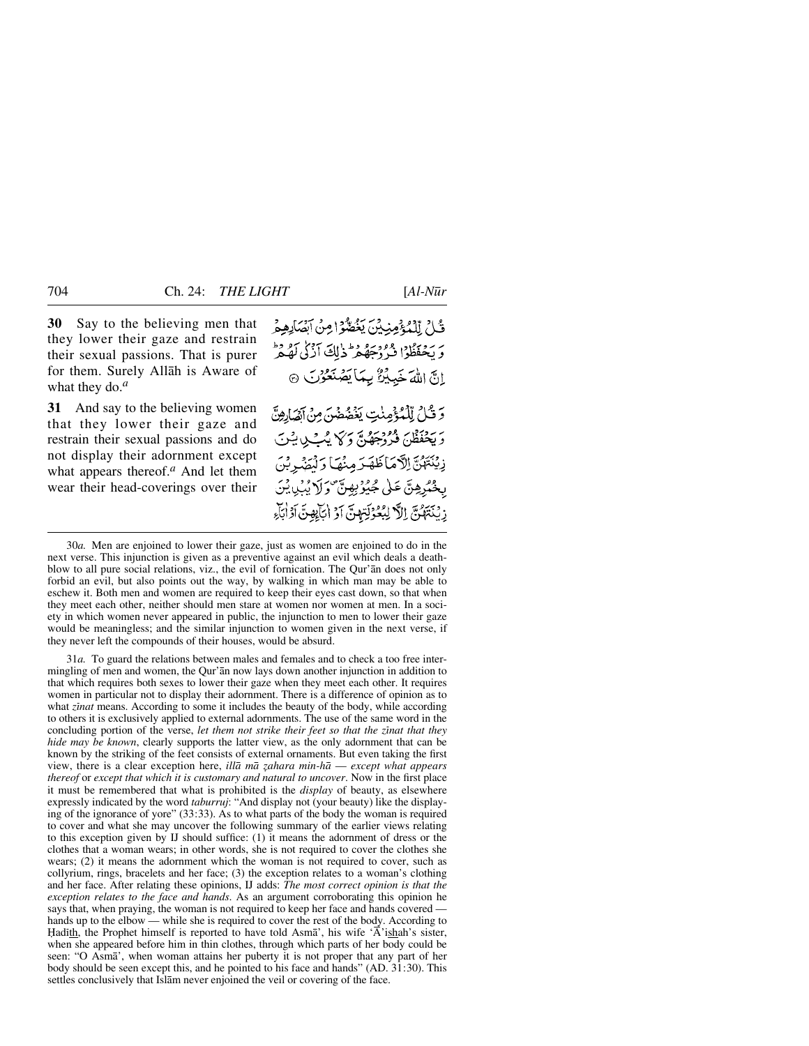**30** Say to the believing men that they lower their gaze and restrain their sexual passions. That is purer for them. Surely Allāh is Aware of what they do.[a]

قُلْ لِّلْمُؤْمِنِيْنَ يَغُضُّوْا مِنْ اَبْصَارِهِمْ وَ يَحْفَظُوْا فُرُوْجَهُمْ ؕ ذٰلِكَ اَزْكٰى لَهُمْ ؕ اِنَّ اللّٰهَ خَبِيْرٌۢ بِمَا يَصْنَعُوْنَ ۞

**31** And say to the believing women that they lower their gaze and restrain their sexual passions and do not display their adornment except what appears thereof.[a] And let them wear their head-coverings over their

وَ قُلْ لِّلْمُؤْمِنٰتِ يَغْضُضْنَ مِنْ اَبْصَارِهِنَّ وَ يَحْفَظْنَ فُرُوْجَهُنَّ وَ لَا يُبْدِيْنَ زِيْنَتَهُنَّ اِلَّا مَا ظَهَرَ مِنْهَا وَ لْيَضْرِبْنَ بِخُمُرِهِنَّ عَلٰى جُيُوْبِهِنَّ ۪ وَ لَا يُبْدِيْنَ زِيْنَتَهُنَّ اِلَّا لِبُعُوْلَتِهِنَّ اَوْ اٰبَآئِهِنَّ اَوْ اٰبَآءِ

---

30*a.* Men are enjoined to lower their gaze, just as women are enjoined to do in the next verse. This injunction is given as a preventive against an evil which deals a death-blow to all pure social relations, viz., the evil of fornication. The Qur'ān does not only forbid an evil, but also points out the way, by walking in which man may be able to eschew it. Both men and women are required to keep their eyes cast down, so that when they meet each other, neither should men stare at women nor women at men. In a society in which women never appeared in public, the injunction to men to lower their gaze would be meaningless; and the similar injunction to women given in the next verse, if they never left the compounds of their houses, would be absurd.

31*a.* To guard the relations between males and females and to check a too free intermingling of men and women, the Qur'ān now lays down another injunction in addition to that which requires both sexes to lower their gaze when they meet each other. It requires women in particular not to display their adornment. There is a difference of opinion as to what *zīnat* means. According to some it includes the beauty of the body, while according to others it is exclusively applied to external adornments. The use of the same word in the concluding portion of the verse, *let them not strike their feet so that the zīnat that they hide may be known*, clearly supports the latter view, as the only adornment that can be known by the striking of the feet consists of external ornaments. But even taking the first view, there is a clear exception here, *illā mā ẓahara min-hā — except what appears thereof* or *except that which it is customary and natural to uncover*. Now in the first place it must be remembered that what is prohibited is the *display* of beauty, as elsewhere expressly indicated by the word *taburruj*: "And display not (your beauty) like the displaying of the ignorance of yore" (33:33). As to what parts of the body the woman is required to cover and what she may uncover the following summary of the earlier views relating to this exception given by IJ should suffice: (1) it means the adornment of dress or the clothes that a woman wears; in other words, she is not required to cover the clothes she wears; (2) it means the adornment which the woman is not required to cover, such as collyrium, rings, bracelets and her face; (3) the exception relates to a woman's clothing and her face. After relating these opinions, IJ adds: *The most correct opinion is that the exception relates to the face and hands*. As an argument corroborating this opinion he says that, when praying, the woman is not required to keep her face and hands covered — hands up to the elbow — while she is required to cover the rest of the body. According to Ḥadīth, the Prophet himself is reported to have told Asmā', his wife 'Ā'ishah's sister, when she appeared before him in thin clothes, through which parts of her body could be seen: "O Asmā', when woman attains her puberty it is not proper that any part of her body should be seen except this, and he pointed to his face and hands" (AD. 31:30). This settles conclusively that Islām never enjoined the veil or covering of the face.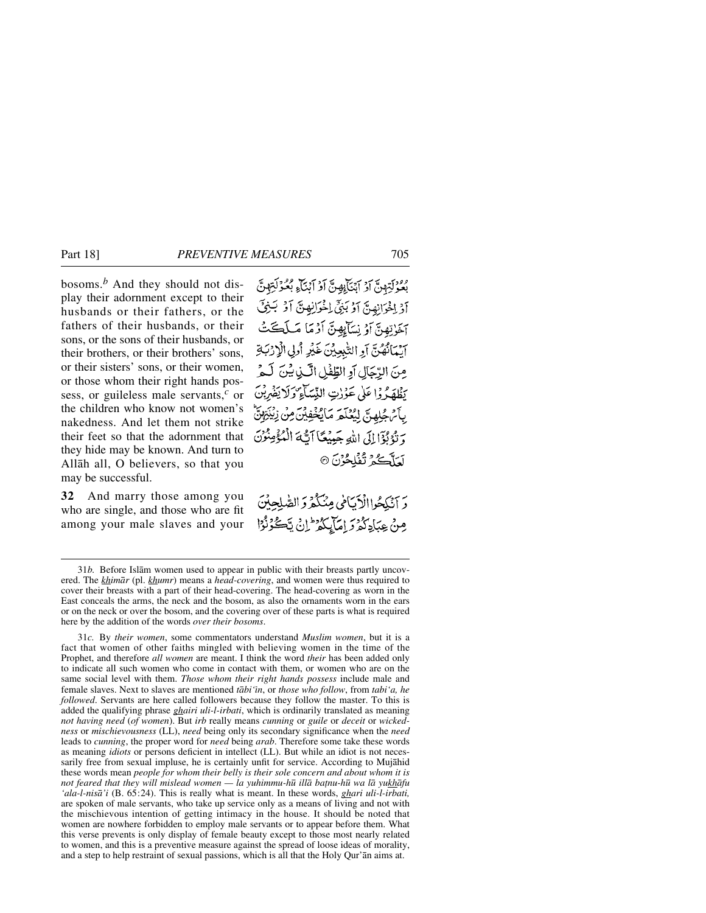bosoms.[b] And they should not display their adornment except to their husbands or their fathers, or the fathers of their husbands, or their sons, or the sons of their husbands, or their brothers, or their brothers' sons, or their sisters' sons, or their women, or those whom their right hands possess, or guileless male servants,[c] or the children who know not women's nakedness. And let them not strike their feet so that the adornment that they hide may be known. And turn to Allāh all, O believers, so that you may be successful.

بُعُوْلَتِهِنَّ اَوْ اٰبَآئِهِنَّ اَوْ اٰبَآءِ بُعُوْلَتِهِنَّ اَوْ اَبْنَآئِهِنَّ اَوْ اَبْنَآءِ بُعُوْلَتِهِنَّ اَوْ اِخْوَانِهِنَّ اَوْ بَنِيْۤ اِخْوَانِهِنَّ اَوْ بَنِيْۤ اَخَوٰتِهِنَّ اَوْ نِسَآئِهِنَّ اَوْ مَا مَلَكَتْ اَيْمَانُهُنَّ اَوِ التّٰبِعِيْنَ غَيْرِ اُولِي الْاِرْبَةِ مِنَ الرِّجَالِ اَوِ الطِّفْلِ الَّذِيْنَ لَمْ يَظْهَرُوْا عَلٰى عَوْرٰتِ النِّسَآءِ ۪ وَلَا يَضْرِبْنَ بِاَرْجُلِهِنَّ لِيُعْلَمَ مَا يُخْفِيْنَ مِنْ زِيْنَتِهِنَّ ؕ وَتُوْبُوْۤا اِلَى اللّٰهِ جَمِيْعًا اَيُّهَ الْمُؤْمِنُوْنَ لَعَلَّكُمْ تُفْلِحُوْنَ ۝

**32** And marry those among you who are single, and those who are fit among your male slaves and your

وَ اَنْكِحُوا الْاَيَامٰى مِنْكُمْ وَ الصّٰلِحِيْنَ مِنْ عِبَادِكُمْ وَ اِمَآئِكُمْ ؕ اِنْ يَّكُوْنُوْا

---

31*b.* Before Islām women used to appear in public with their breasts partly uncovered. The *khimār* (pl. *khumr*) means a *head-covering*, and women were thus required to cover their breasts with a part of their head-covering. The head-covering as worn in the East conceals the arms, the neck and the bosom, as also the ornaments worn in the ears or on the neck or over the bosom, and the covering over of these parts is what is required here by the addition of the words *over their bosoms*.

31*c.* By *their women*, some commentators understand *Muslim women*, but it is a fact that women of other faiths mingled with believing women in the time of the Prophet, and therefore *all women* are meant. I think the word *their* has been added only to indicate all such women who come in contact with them, or women who are on the same social level with them. *Those whom their right hands possess* include male and female slaves. Next to slaves are mentioned *tābi'īn*, or *those who follow*, from *tabi'a, he followed*. Servants are here called followers because they follow the master. To this is added the qualifying phrase *ghairi uli-l-irbati*, which is ordinarily translated as meaning *not having need* (*of women*). But *irb* really means *cunning* or *guile* or *deceit* or *wickedness* or *mischievousness* (LL), *need* being only its secondary significance when the *need* leads to *cunning*, the proper word for *need* being *arab*. Therefore some take these words as meaning *idiots* or persons deficient in intellect (LL). But while an idiot is not necessarily free from sexual impluse, he is certainly unfit for service. According to Mujāhid these words mean *people for whom their belly is their sole concern and about whom it is not feared that they will mislead women — la yuhimmu-hū illā baṭnu-hū wa lā yukhāfu 'ala-l-nisā'i* (B. 65:24). This is really what is meant. In these words, *ghari uli-l-irbati,* are spoken of male servants, who take up service only as a means of living and not with the mischievous intention of getting intimacy in the house. It should be noted that women are nowhere forbidden to employ male servants or to appear before them. What this verse prevents is only display of female beauty except to those most nearly related to women, and this is a preventive measure against the spread of loose ideas of morality, and a step to help restraint of sexual passions, which is all that the Holy Qur'ān aims at.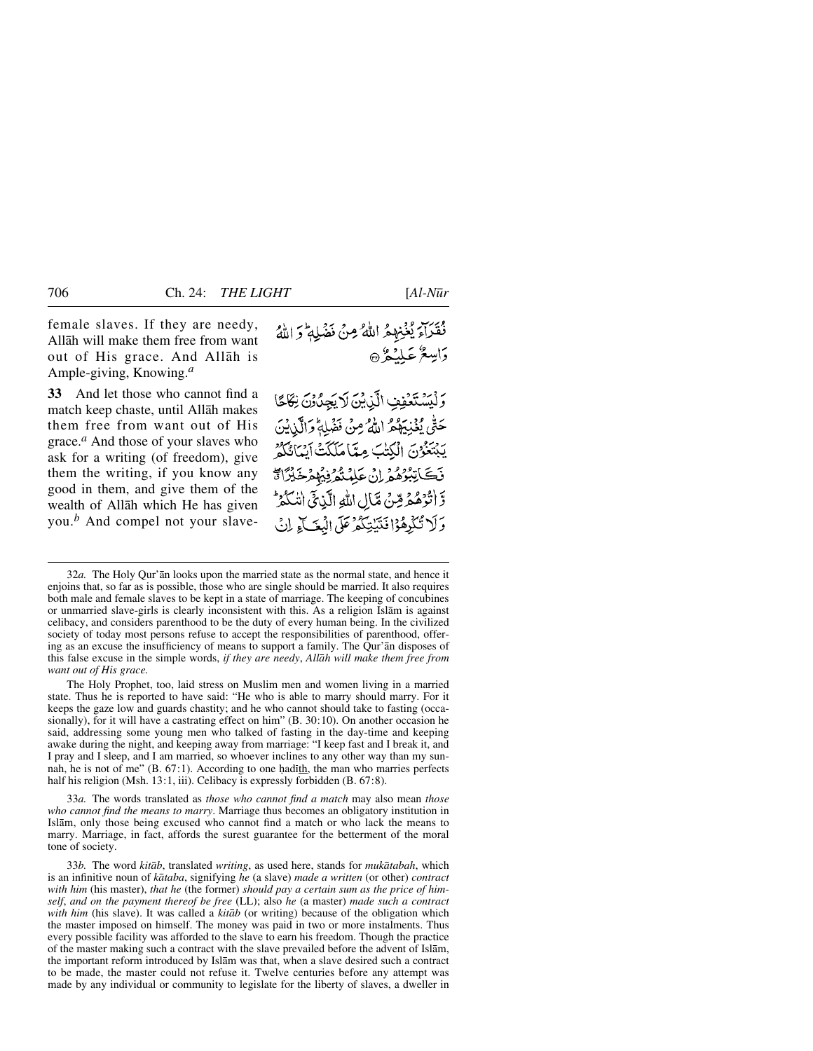female slaves. If they are needy, Allāh will make them free from want out of His grace. And Allāh is Ample-giving, Knowing.[a]

نُقَرَآءَ يُغْنِهِمُ اللّٰهُ مِنۡ فَضۡلِهٖ ؕ وَ اللّٰهُ وَاسِعٌ عَلِيۡمٌ ۝

**33** And let those who cannot find a match keep chaste, until Allāh makes them free from want out of His grace.[a] And those of your slaves who ask for a writing (of freedom), give them the writing, if you know any good in them, and give them of the wealth of Allāh which He has given you.[b] And compel not your slave-

وَ لۡيَسۡتَعۡفِفِ الَّذِيۡنَ لَا يَجِدُوۡنَ نِكَاحًا حَتّٰى يُغۡنِيَهُمُ اللّٰهُ مِنۡ فَضۡلِهٖ ؕ وَ الَّذِيۡنَ يَبۡتَغُوۡنَ الۡكِتٰبَ مِمَّا مَلَكَتۡ اَيۡمَانُكُمۡ فَكَاتِبُوۡهُمۡ اِنۡ عَلِمۡتُمۡ فِيۡهِمۡ خَيۡرًا ۖ ۗ وَّ اٰتُوۡهُمۡ مِّنۡ مَّالِ اللّٰهِ الَّذِيۡۤ اٰتٰىكُمۡ ؕ وَ لَا تُكۡرِهُوۡا فَتَيٰتِكُمۡ عَلَى الۡبِغَآءِ اِنۡ

---

32*a.* The Holy Qur'ān looks upon the married state as the normal state, and hence it enjoins that, so far as is possible, those who are single should be married. It also requires both male and female slaves to be kept in a state of marriage. The keeping of concubines or unmarried slave-girls is clearly inconsistent with this. As a religion Islām is against celibacy, and considers parenthood to be the duty of every human being. In the civilized society of today most persons refuse to accept the responsibilities of parenthood, offering as an excuse the insufficiency of means to support a family. The Qur'ān disposes of this false excuse in the simple words, *if they are needy, Allāh will make them free from want out of His grace.*

The Holy Prophet, too, laid stress on Muslim men and women living in a married state. Thus he is reported to have said: "He who is able to marry should marry. For it keeps the gaze low and guards chastity; and he who cannot should take to fasting (occasionally), for it will have a castrating effect on him" (B. 30:10). On another occasion he said, addressing some young men who talked of fasting in the day-time and keeping awake during the night, and keeping away from marriage: "I keep fast and I break it, and I pray and I sleep, and I am married, so whoever inclines to any other way than my sunnah, he is not of me" (B. 67:1). According to one ḥadīth, the man who marries perfects half his religion (Msh. 13:1, iii). Celibacy is expressly forbidden (B. 67:8).

33*a.* The words translated as *those who cannot find a match* may also mean *those who cannot find the means to marry*. Marriage thus becomes an obligatory institution in Islām, only those being excused who cannot find a match or who lack the means to marry. Marriage, in fact, affords the surest guarantee for the betterment of the moral tone of society.

33*b.* The word *kitāb*, translated *writing*, as used here, stands for *mukātabah*, which is an infinitive noun of *kātaba*, signifying *he* (a slave) *made a written* (or other) *contract with him* (his master), *that he* (the former) *should pay a certain sum as the price of himself, and on the payment thereof be free* (LL); also *he* (a master) *made such a contract with him* (his slave). It was called a *kitāb* (or writing) because of the obligation which the master imposed on himself. The money was paid in two or more instalments. Thus every possible facility was afforded to the slave to earn his freedom. Though the practice of the master making such a contract with the slave prevailed before the advent of Islām, the important reform introduced by Islām was that, when a slave desired such a contract to be made, the master could not refuse it. Twelve centuries before any attempt was made by any individual or community to legislate for the liberty of slaves, a dweller in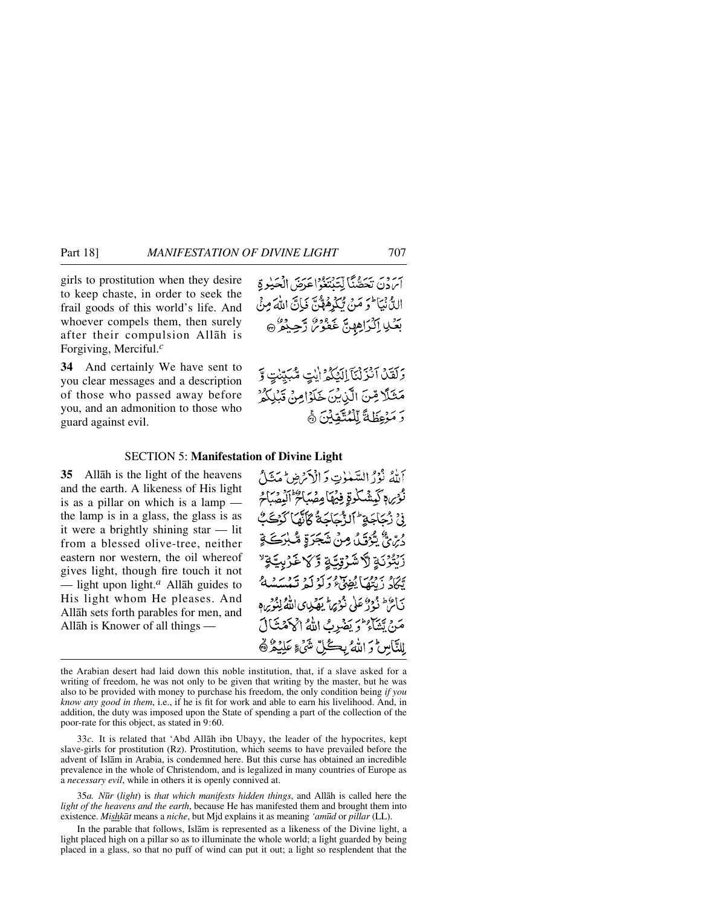girls to prostitution when they desire to keep chaste, in order to seek the frail goods of this world's life. And whoever compels them, then surely after their compulsion Allāh is Forgiving, Merciful.[c]

أَرَدْنَ تَحَصُّنًا لِّتَبْتَغُوا عَرَضَ الْحَيٰوةِ الدُّنْيَا ۚ وَمَن يُكْرِههُّنَّ فَإِنَّ اللَّهَ مِنْ بَعْدِ إِكْرَاهِهِنَّ غَفُورٌ رَّحِيمٌ ۝

**34** And certainly We have sent to you clear messages and a description of those who passed away before you, and an admonition to those who guard against evil.

وَلَقَدْ أَنزَلْنَا إِلَيْكُمْ ءَايٰتٍ مُّبَيِّنٰتٍ وَمَثَلًا مِّنَ الَّذِينَ خَلَوْا مِن قَبْلِكُمْ وَمَوْعِظَةً لِّلْمُتَّقِينَ ۝

## SECTION 5: Manifestation of Divine Light

**35** Allāh is the light of the heavens and the earth. A likeness of His light is as a pillar on which is a lamp — the lamp is in a glass, the glass is as it were a brightly shining star — lit from a blessed olive-tree, neither eastern nor western, the oil whereof gives light, though fire touch it not — light upon light.[a] Allāh guides to His light whom He pleases. And Allāh sets forth parables for men, and Allāh is Knower of all things —

اللَّهُ نُورُ السَّمٰوٰتِ وَالْأَرْضِ ۚ مَثَلُ نُورِهِ كَمِشْكٰوةٍ فِيهَا مِصْبَاحٌ ۖ الْمِصْبَاحُ فِي زُجَاجَةٍ ۖ الزُّجَاجَةُ كَأَنَّهَا كَوْكَبٌ دُرِّيٌّ يُوقَدُ مِن شَجَرَةٍ مُّبٰرَكَةٍ زَيْتُونَةٍ لَّا شَرْقِيَّةٍ وَلَا غَرْبِيَّةٍ يَكَادُ زَيْتُهَا يُضِيءُ وَلَوْ لَمْ تَمْسَسْهُ نَارٌ ۚ نُّورٌ عَلَىٰ نُورٍ ۗ يَهْدِي اللَّهُ لِنُورِهِ مَن يَشَاءُ ۚ وَيَضْرِبُ اللَّهُ الْأَمْثَالَ لِلنَّاسِ ۗ وَاللَّهُ بِكُلِّ شَيْءٍ عَلِيمٌ ۝

---

the Arabian desert had laid down this noble institution, that, if a slave asked for a writing of freedom, he was not only to be given that writing by the master, but he was also to be provided with money to purchase his freedom, the only condition being *if you know any good in them*, i.e., if he is fit for work and able to earn his livelihood. And, in addition, the duty was imposed upon the State of spending a part of the collection of the poor-rate for this object, as stated in 9:60.

33*c.* It is related that 'Abd Allāh ibn Ubayy, the leader of the hypocrites, kept slave-girls for prostitution (Rz). Prostitution, which seems to have prevailed before the advent of Islām in Arabia, is condemned here. But this curse has obtained an incredible prevalence in the whole of Christendom, and is legalized in many countries of Europe as a *necessary evil*, while in others it is openly connived at.

35*a.* *Nūr* (*light*) is *that which manifests hidden things*, and Allāh is called here the *light of the heavens and the earth*, because He has manifested them and brought them into existence. *Mishkāt* means a *niche*, but Mjd explains it as meaning *'amūd* or *pillar* (LL).

In the parable that follows, Islām is represented as a likeness of the Divine light, a light placed high on a pillar so as to illuminate the whole world; a light guarded by being placed in a glass, so that no puff of wind can put it out; a light so resplendent that the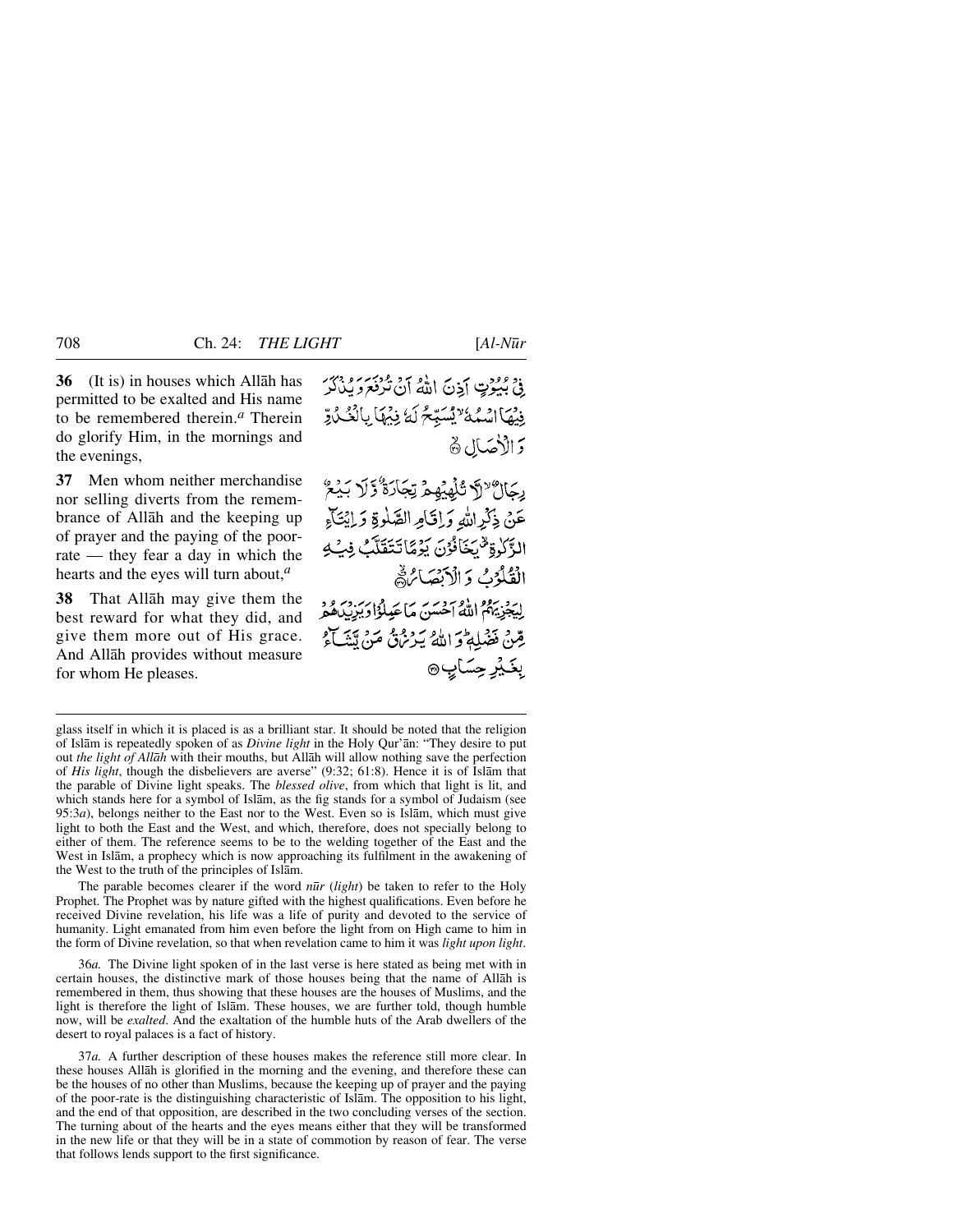**36** (It is) in houses which Allāh has permitted to be exalted and His name to be remembered therein.[a] Therein do glorify Him, in the mornings and the evenings,

فِيْ بُيُوْتٍ اَذِنَ اللّٰهُ اَنْ تُرْفَعَ وَيُذْكَرَ فِيْهَا اسْمُهٗ ۙ يُسَبِّحُ لَهٗ فِيْهَا بِالْغُدُوِّ وَالْاٰصَالِ ۙ

**37** Men whom neither merchandise nor selling diverts from the remembrance of Allāh and the keeping up of prayer and the paying of the poor-rate — they fear a day in which the hearts and the eyes will turn about,[a]

رِجَالٌ ۙ لَّا تُلْهِيْهِمْ تِجَارَةٌ وَّلَا بَيْعٌ عَنْ ذِكْرِ اللّٰهِ وَاِقَامِ الصَّلٰوةِ وَاِيْتَآءِ الزَّكٰوةِ ۙ يَخَافُوْنَ يَوْمًا تَتَقَلَّبُ فِيْهِ الْقُلُوْبُ وَالْاَبْصَارُ ۙ

**38** That Allāh may give them the best reward for what they did, and give them more out of His grace. And Allāh provides without measure for whom He pleases.

لِيَجْزِيَهُمُ اللّٰهُ اَحْسَنَ مَا عَمِلُوْا وَيَزِيْدَهُمْ مِّنْ فَضْلِهٖ ؕ وَاللّٰهُ يَرْزُقُ مَنْ يَّشَآءُ بِغَيْرِ حِسَابٍ

---

glass itself in which it is placed is as a brilliant star. It should be noted that the religion of Islām is repeatedly spoken of as *Divine light* in the Holy Qur'ān: "They desire to put out *the light of Allāh* with their mouths, but Allāh will allow nothing save the perfection of *His light*, though the disbelievers are averse" (9:32; 61:8). Hence it is of Islām that the parable of Divine light speaks. The *blessed olive*, from which that light is lit, and which stands here for a symbol of Islām, as the fig stands for a symbol of Judaism (see 95:3*a*), belongs neither to the East nor to the West. Even so is Islām, which must give light to both the East and the West, and which, therefore, does not specially belong to either of them. The reference seems to be to the welding together of the East and the West in Islām, a prophecy which is now approaching its fulfilment in the awakening of the West to the truth of the principles of Islām.

The parable becomes clearer if the word *nūr* (*light*) be taken to refer to the Holy Prophet. The Prophet was by nature gifted with the highest qualifications. Even before he received Divine revelation, his life was a life of purity and devoted to the service of humanity. Light emanated from him even before the light from on High came to him in the form of Divine revelation, so that when revelation came to him it was *light upon light*.

36*a.* The Divine light spoken of in the last verse is here stated as being met with in certain houses, the distinctive mark of those houses being that the name of Allāh is remembered in them, thus showing that these houses are the houses of Muslims, and the light is therefore the light of Islām. These houses, we are further told, though humble now, will be *exalted*. And the exaltation of the humble huts of the Arab dwellers of the desert to royal palaces is a fact of history.

37*a.* A further description of these houses makes the reference still more clear. In these houses Allāh is glorified in the morning and the evening, and therefore these can be the houses of no other than Muslims, because the keeping up of prayer and the paying of the poor-rate is the distinguishing characteristic of Islām. The opposition to his light, and the end of that opposition, are described in the two concluding verses of the section. The turning about of the hearts and the eyes means either that they will be transformed in the new life or that they will be in a state of commotion by reason of fear. The verse that follows lends support to the first significance.